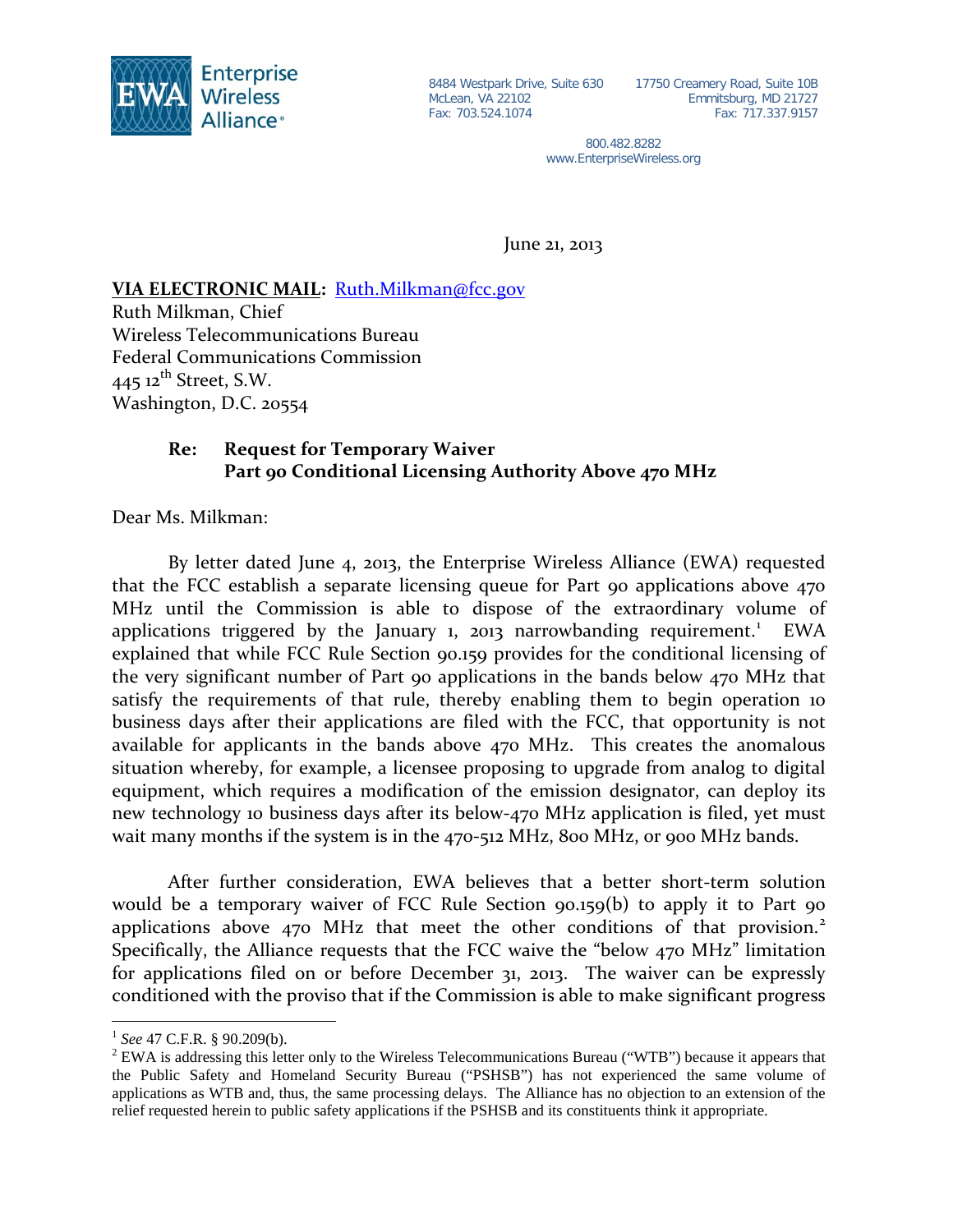Enterprise Wireless Alliance®

8484 Westpark Drive, Suite 630
McLean, VA 22102
Fax: 703.524.1074

17750 Creamery Road, Suite 10B
Emmitsburg, MD 21727
Fax: 717.337.9157

800.482.8282
www.EnterpriseWireless.org

June 21, 2013

**VIA ELECTRONIC MAIL:** Ruth.Milkman@fcc.gov
Ruth Milkman, Chief
Wireless Telecommunications Bureau
Federal Communications Commission
445 12th Street, S.W.
Washington, D.C. 20554

**Re: Request for Temporary Waiver**
**Part 90 Conditional Licensing Authority Above 470 MHz**

Dear Ms. Milkman:

By letter dated June 4, 2013, the Enterprise Wireless Alliance (EWA) requested that the FCC establish a separate licensing queue for Part 90 applications above 470 MHz until the Commission is able to dispose of the extraordinary volume of applications triggered by the January 1, 2013 narrowbanding requirement.[1] EWA explained that while FCC Rule Section 90.159 provides for the conditional licensing of the very significant number of Part 90 applications in the bands below 470 MHz that satisfy the requirements of that rule, thereby enabling them to begin operation 10 business days after their applications are filed with the FCC, that opportunity is not available for applicants in the bands above 470 MHz. This creates the anomalous situation whereby, for example, a licensee proposing to upgrade from analog to digital equipment, which requires a modification of the emission designator, can deploy its new technology 10 business days after its below-470 MHz application is filed, yet must wait many months if the system is in the 470-512 MHz, 800 MHz, or 900 MHz bands.

After further consideration, EWA believes that a better short-term solution would be a temporary waiver of FCC Rule Section 90.159(b) to apply it to Part 90 applications above 470 MHz that meet the other conditions of that provision.[2] Specifically, the Alliance requests that the FCC waive the "below 470 MHz" limitation for applications filed on or before December 31, 2013. The waiver can be expressly conditioned with the proviso that if the Commission is able to make significant progress

---

[1] *See* 47 C.F.R. § 90.209(b).

[2] EWA is addressing this letter only to the Wireless Telecommunications Bureau ("WTB") because it appears that the Public Safety and Homeland Security Bureau ("PSHSB") has not experienced the same volume of applications as WTB and, thus, the same processing delays. The Alliance has no objection to an extension of the relief requested herein to public safety applications if the PSHSB and its constituents think it appropriate.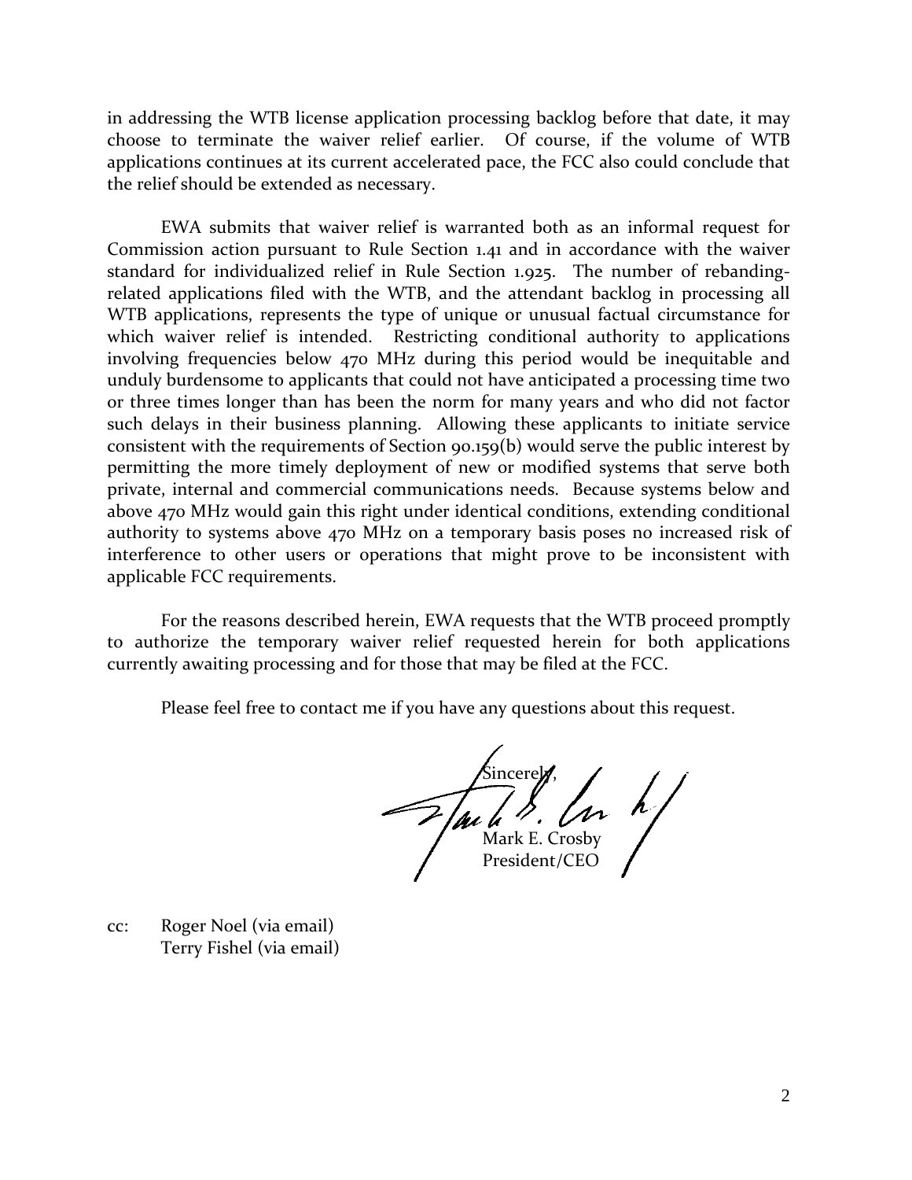in addressing the WTB license application processing backlog before that date, it may choose to terminate the waiver relief earlier. Of course, if the volume of WTB applications continues at its current accelerated pace, the FCC also could conclude that the relief should be extended as necessary.

EWA submits that waiver relief is warranted both as an informal request for Commission action pursuant to Rule Section 1.41 and in accordance with the waiver standard for individualized relief in Rule Section 1.925. The number of rebanding-related applications filed with the WTB, and the attendant backlog in processing all WTB applications, represents the type of unique or unusual factual circumstance for which waiver relief is intended. Restricting conditional authority to applications involving frequencies below 470 MHz during this period would be inequitable and unduly burdensome to applicants that could not have anticipated a processing time two or three times longer than has been the norm for many years and who did not factor such delays in their business planning. Allowing these applicants to initiate service consistent with the requirements of Section 90.159(b) would serve the public interest by permitting the more timely deployment of new or modified systems that serve both private, internal and commercial communications needs. Because systems below and above 470 MHz would gain this right under identical conditions, extending conditional authority to systems above 470 MHz on a temporary basis poses no increased risk of interference to other users or operations that might prove to be inconsistent with applicable FCC requirements.

For the reasons described herein, EWA requests that the WTB proceed promptly to authorize the temporary waiver relief requested herein for both applications currently awaiting processing and for those that may be filed at the FCC.

Please feel free to contact me if you have any questions about this request.

Sincerely,

Mark E. Crosby
President/CEO

cc: Roger Noel (via email)
Terry Fishel (via email)